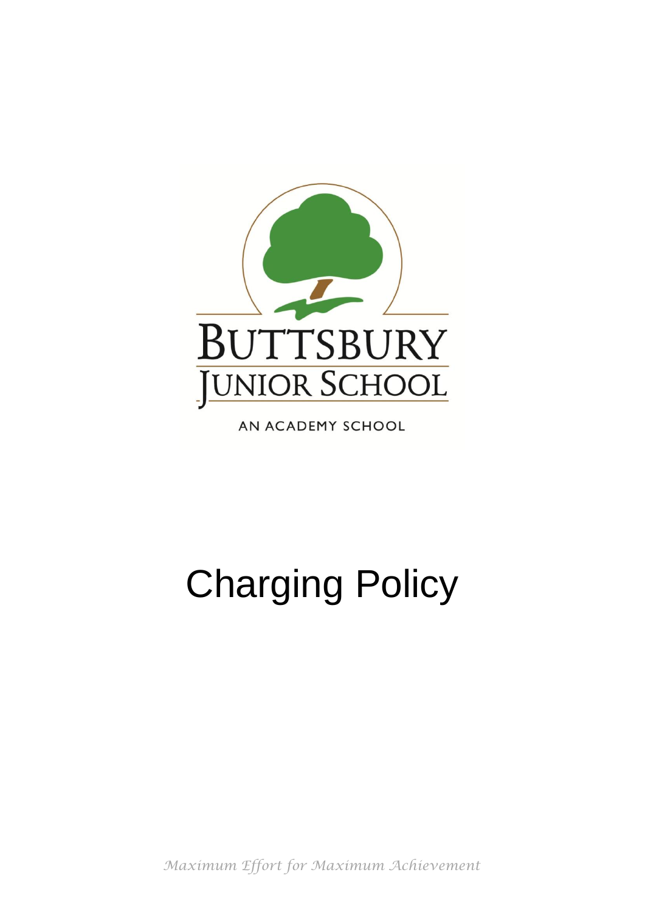BUTTSBURY JUNIOR SCHOOL

AN ACADEMY SCHOOL

# Charging Policy

*Maximum Effort for Maximum Achievement*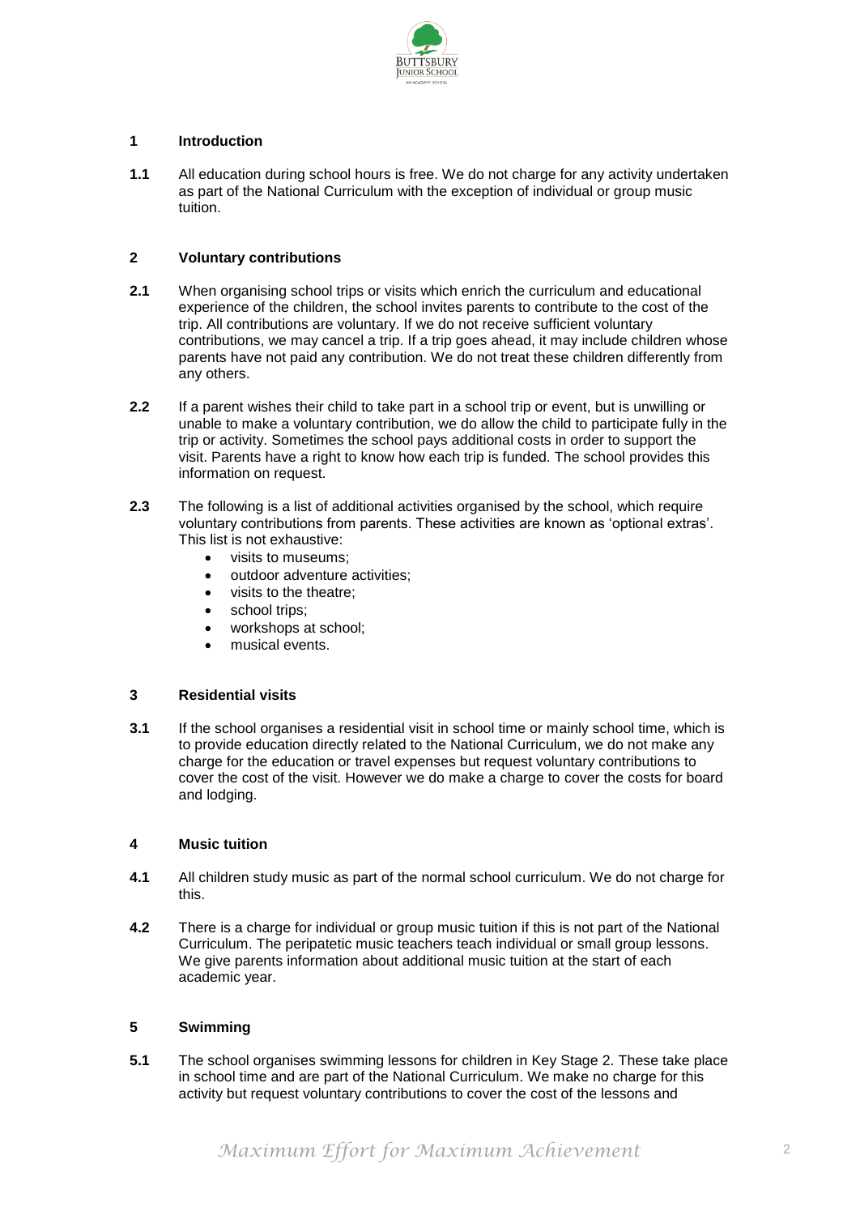## 1 Introduction

**1.1** All education during school hours is free. We do not charge for any activity undertaken as part of the National Curriculum with the exception of individual or group music tuition.

## 2 Voluntary contributions

**2.1** When organising school trips or visits which enrich the curriculum and educational experience of the children, the school invites parents to contribute to the cost of the trip. All contributions are voluntary. If we do not receive sufficient voluntary contributions, we may cancel a trip. If a trip goes ahead, it may include children whose parents have not paid any contribution. We do not treat these children differently from any others.

**2.2** If a parent wishes their child to take part in a school trip or event, but is unwilling or unable to make a voluntary contribution, we do allow the child to participate fully in the trip or activity. Sometimes the school pays additional costs in order to support the visit. Parents have a right to know how each trip is funded. The school provides this information on request.

**2.3** The following is a list of additional activities organised by the school, which require voluntary contributions from parents. These activities are known as 'optional extras'. This list is not exhaustive:

- visits to museums;
- outdoor adventure activities;
- visits to the theatre;
- school trips;
- workshops at school;
- musical events.

## 3 Residential visits

**3.1** If the school organises a residential visit in school time or mainly school time, which is to provide education directly related to the National Curriculum, we do not make any charge for the education or travel expenses but request voluntary contributions to cover the cost of the visit. However we do make a charge to cover the costs for board and lodging.

## 4 Music tuition

**4.1** All children study music as part of the normal school curriculum. We do not charge for this.

**4.2** There is a charge for individual or group music tuition if this is not part of the National Curriculum. The peripatetic music teachers teach individual or small group lessons. We give parents information about additional music tuition at the start of each academic year.

## 5 Swimming

**5.1** The school organises swimming lessons for children in Key Stage 2. These take place in school time and are part of the National Curriculum. We make no charge for this activity but request voluntary contributions to cover the cost of the lessons and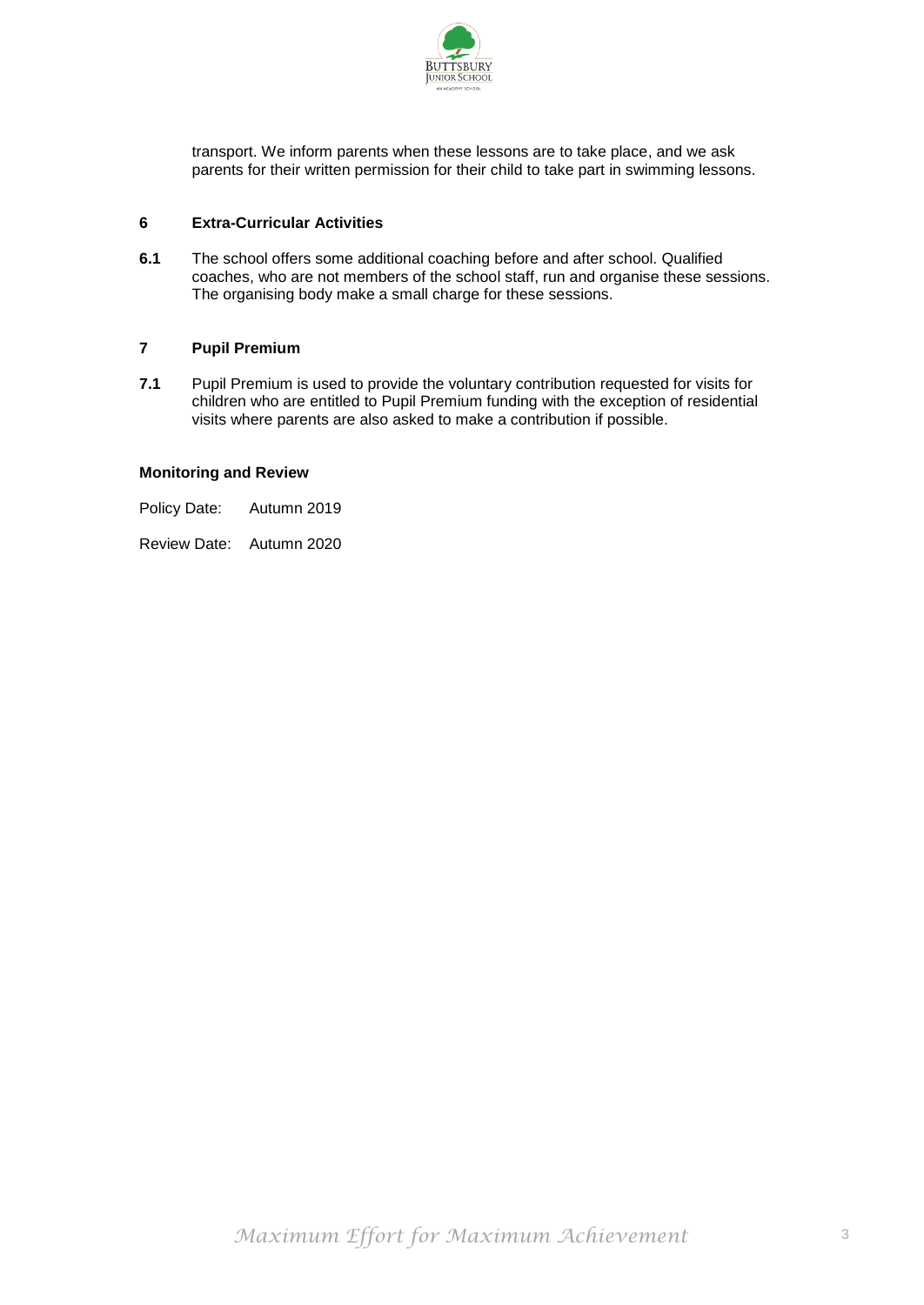transport. We inform parents when these lessons are to take place, and we ask parents for their written permission for their child to take part in swimming lessons.

## 6 Extra-Curricular Activities

**6.1** The school offers some additional coaching before and after school. Qualified coaches, who are not members of the school staff, run and organise these sessions. The organising body make a small charge for these sessions.

## 7 Pupil Premium

**7.1** Pupil Premium is used to provide the voluntary contribution requested for visits for children who are entitled to Pupil Premium funding with the exception of residential visits where parents are also asked to make a contribution if possible.

**Monitoring and Review**

Policy Date: Autumn 2019

Review Date: Autumn 2020